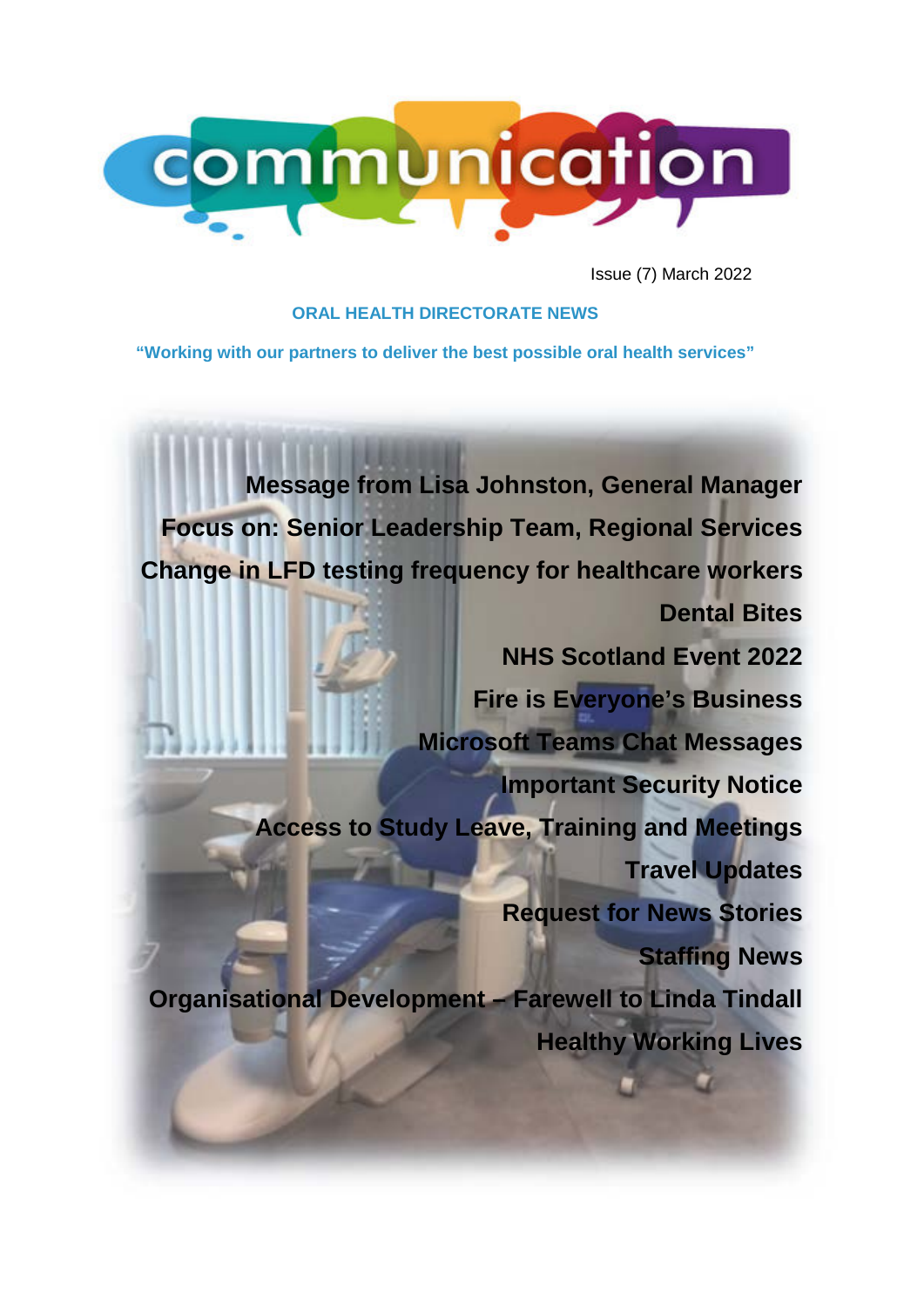# communication

Issue (7) March 2022

**ORAL HEALTH DIRECTORATE NEWS**

**"Working with our partners to deliver the best possible oral health services"**

**Message from Lisa Johnston, General Manager**

**Focus on: Senior Leadership Team, Regional Services**

**Change in LFD testing frequency for healthcare workers**

**Dental Bites**

**NHS Scotland Event 2022**

**Fire is Everyone's Business**

**Microsoft Teams Chat Messages**

**Important Security Notice**

**Access to Study Leave, Training and Meetings**

**Travel Updates**

**Request for News Stories**

**Staffing News**

**Organisational Development – Farewell to Linda Tindall**

**Healthy Working Lives**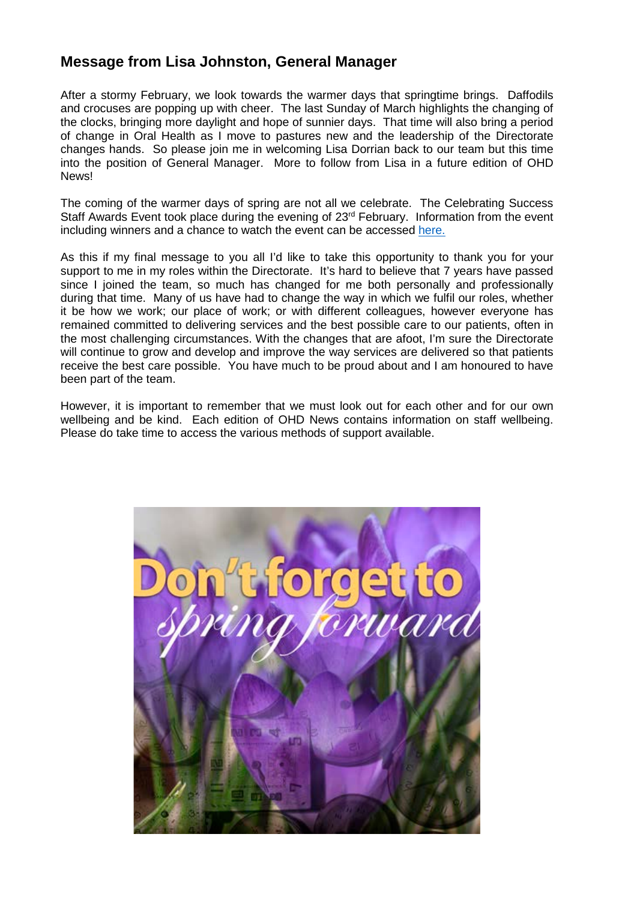## Message from Lisa Johnston, General Manager

After a stormy February, we look towards the warmer days that springtime brings. Daffodils and crocuses are popping up with cheer. The last Sunday of March highlights the changing of the clocks, bringing more daylight and hope of sunnier days. That time will also bring a period of change in Oral Health as I move to pastures new and the leadership of the Directorate changes hands. So please join me in welcoming Lisa Dorrian back to our team but this time into the position of General Manager. More to follow from Lisa in a future edition of OHD News!

The coming of the warmer days of spring are not all we celebrate. The Celebrating Success Staff Awards Event took place during the evening of 23rd February. Information from the event including winners and a chance to watch the event can be accessed here.

As this if my final message to you all I'd like to take this opportunity to thank you for your support to me in my roles within the Directorate. It's hard to believe that 7 years have passed since I joined the team, so much has changed for me both personally and professionally during that time. Many of us have had to change the way in which we fulfil our roles, whether it be how we work; our place of work; or with different colleagues, however everyone has remained committed to delivering services and the best possible care to our patients, often in the most challenging circumstances. With the changes that are afoot, I'm sure the Directorate will continue to grow and develop and improve the way services are delivered so that patients receive the best care possible. You have much to be proud about and I am honoured to have been part of the team.

However, it is important to remember that we must look out for each other and for our own wellbeing and be kind. Each edition of OHD News contains information on staff wellbeing. Please do take time to access the various methods of support available.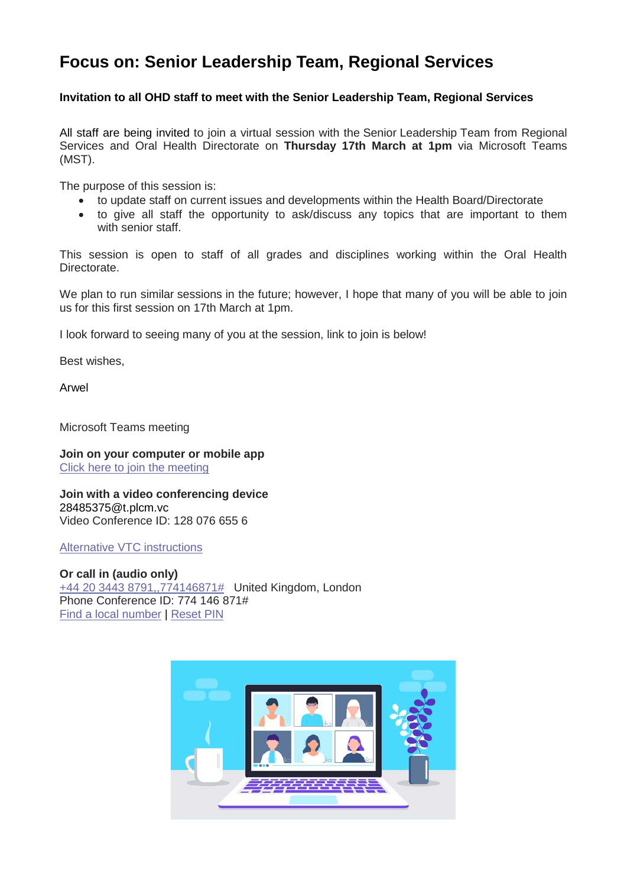# Focus on: Senior Leadership Team, Regional Services

**Invitation to all OHD staff to meet with the Senior Leadership Team, Regional Services**

All staff are being invited to join a virtual session with the Senior Leadership Team from Regional Services and Oral Health Directorate on **Thursday 17th March at 1pm** via Microsoft Teams (MST).

The purpose of this session is:

- to update staff on current issues and developments within the Health Board/Directorate
- to give all staff the opportunity to ask/discuss any topics that are important to them with senior staff.

This session is open to staff of all grades and disciplines working within the Oral Health Directorate.

We plan to run similar sessions in the future; however, I hope that many of you will be able to join us for this first session on 17th March at 1pm.

I look forward to seeing many of you at the session, link to join is below!

Best wishes,

Arwel

Microsoft Teams meeting

**Join on your computer or mobile app**
Click here to join the meeting

**Join with a video conferencing device**
28485375@t.plcm.vc
Video Conference ID: 128 076 655 6

Alternative VTC instructions

**Or call in (audio only)**
+44 20 3443 8791,,774146871# United Kingdom, London
Phone Conference ID: 774 146 871#
Find a local number | Reset PIN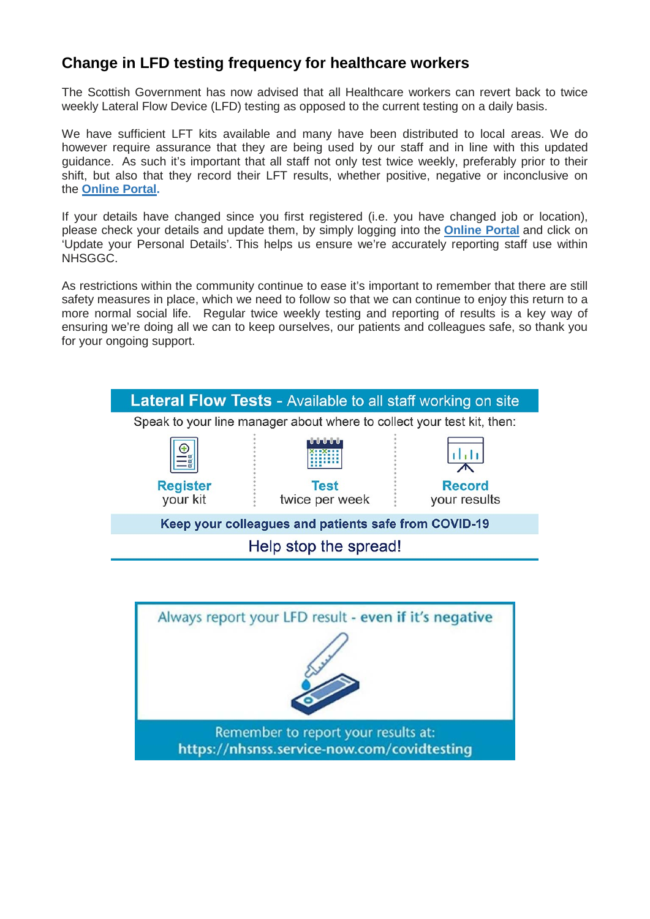## Change in LFD testing frequency for healthcare workers

The Scottish Government has now advised that all Healthcare workers can revert back to twice weekly Lateral Flow Device (LFD) testing as opposed to the current testing on a daily basis.

We have sufficient LFT kits available and many have been distributed to local areas. We do however require assurance that they are being used by our staff and in line with this updated guidance. As such it's important that all staff not only test twice weekly, preferably prior to their shift, but also that they record their LFT results, whether positive, negative or inconclusive on the **Online Portal**.

If your details have changed since you first registered (i.e. you have changed job or location), please check your details and update them, by simply logging into the **Online Portal** and click on 'Update your Personal Details'. This helps us ensure we're accurately reporting staff use within NHSGGC.

As restrictions within the community continue to ease it's important to remember that there are still safety measures in place, which we need to follow so that we can continue to enjoy this return to a more normal social life. Regular twice weekly testing and reporting of results is a key way of ensuring we're doing all we can to keep ourselves, our patients and colleagues safe, so thank you for your ongoing support.

**Lateral Flow Tests** - Available to all staff working on site

Speak to your line manager about where to collect your test kit, then:

**Register** your kit | **Test** twice per week | **Record** your results

**Keep your colleagues and patients safe from COVID-19**

Help stop the spread!

Always report your LFD result - **even if it's negative**

Remember to report your results at:
**https://nhsnss.service-now.com/covidtesting**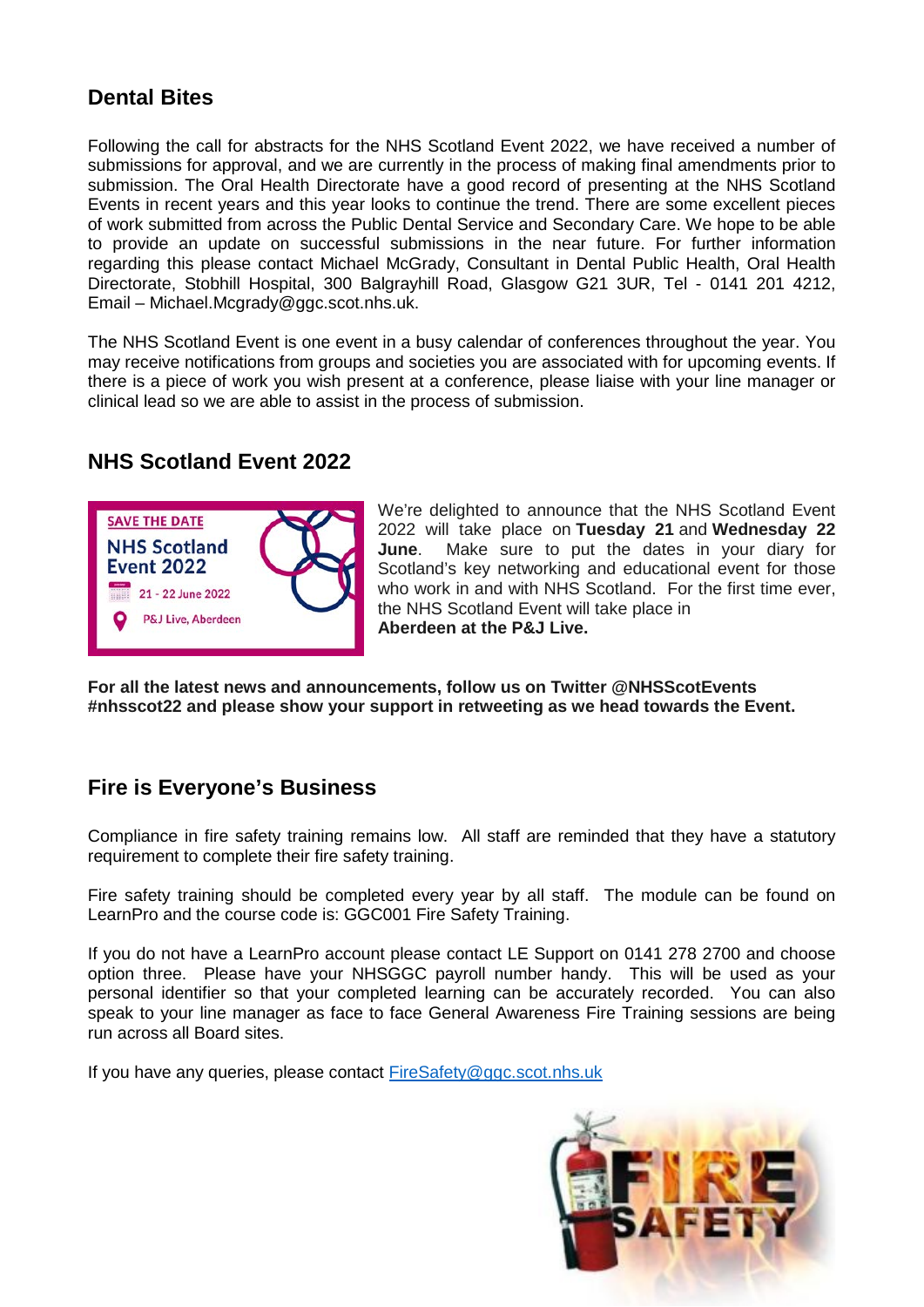## Dental Bites

Following the call for abstracts for the NHS Scotland Event 2022, we have received a number of submissions for approval, and we are currently in the process of making final amendments prior to submission. The Oral Health Directorate have a good record of presenting at the NHS Scotland Events in recent years and this year looks to continue the trend. There are some excellent pieces of work submitted from across the Public Dental Service and Secondary Care. We hope to be able to provide an update on successful submissions in the near future. For further information regarding this please contact Michael McGrady, Consultant in Dental Public Health, Oral Health Directorate, Stobhill Hospital, 300 Balgrayhill Road, Glasgow G21 3UR, Tel - 0141 201 4212, Email – Michael.Mcgrady@ggc.scot.nhs.uk.

The NHS Scotland Event is one event in a busy calendar of conferences throughout the year. You may receive notifications from groups and societies you are associated with for upcoming events. If there is a piece of work you wish present at a conference, please liaise with your line manager or clinical lead so we are able to assist in the process of submission.

## NHS Scotland Event 2022

SAVE THE DATE
NHS Scotland Event 2022
21 - 22 June 2022
P&J Live, Aberdeen

We're delighted to announce that the NHS Scotland Event 2022 will take place on **Tuesday 21** and **Wednesday 22 June**. Make sure to put the dates in your diary for Scotland's key networking and educational event for those who work in and with NHS Scotland. For the first time ever, the NHS Scotland Event will take place in **Aberdeen at the P&J Live.**

**For all the latest news and announcements, follow us on Twitter @NHSScotEvents #nhsscot22 and please show your support in retweeting as we head towards the Event.**

## Fire is Everyone's Business

Compliance in fire safety training remains low. All staff are reminded that they have a statutory requirement to complete their fire safety training.

Fire safety training should be completed every year by all staff. The module can be found on LearnPro and the course code is: GGC001 Fire Safety Training.

If you do not have a LearnPro account please contact LE Support on 0141 278 2700 and choose option three. Please have your NHSGGC payroll number handy. This will be used as your personal identifier so that your completed learning can be accurately recorded. You can also speak to your line manager as face to face General Awareness Fire Training sessions are being run across all Board sites.

If you have any queries, please contact FireSafety@ggc.scot.nhs.uk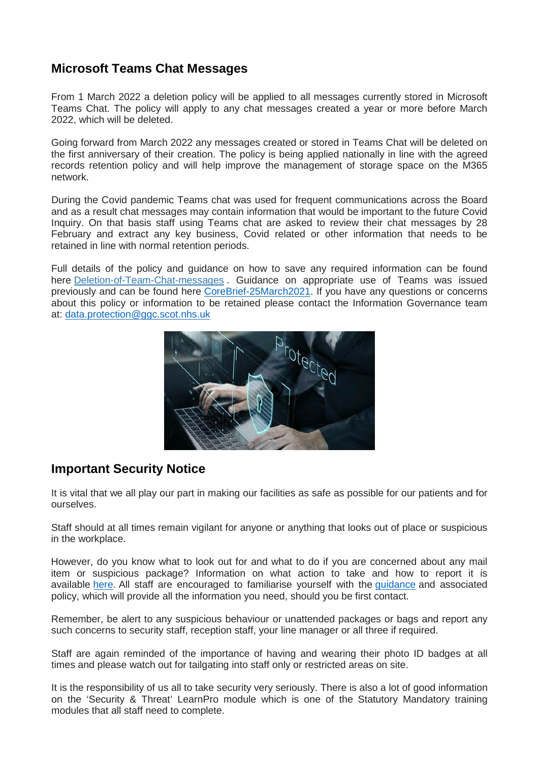## Microsoft Teams Chat Messages

From 1 March 2022 a deletion policy will be applied to all messages currently stored in Microsoft Teams Chat. The policy will apply to any chat messages created a year or more before March 2022, which will be deleted.

Going forward from March 2022 any messages created or stored in Teams Chat will be deleted on the first anniversary of their creation. The policy is being applied nationally in line with the agreed records retention policy and will help improve the management of storage space on the M365 network.

During the Covid pandemic Teams chat was used for frequent communications across the Board and as a result chat messages may contain information that would be important to the future Covid Inquiry. On that basis staff using Teams chat are asked to review their chat messages by 28 February and extract any key business, Covid related or other information that needs to be retained in line with normal retention periods.

Full details of the policy and guidance on how to save any required information can be found here Deletion-of-Team-Chat-messages . Guidance on appropriate use of Teams was issued previously and can be found here CoreBrief-25March2021. If you have any questions or concerns about this policy or information to be retained please contact the Information Governance team at: data.protection@ggc.scot.nhs.uk

## Important Security Notice

It is vital that we all play our part in making our facilities as safe as possible for our patients and for ourselves.

Staff should at all times remain vigilant for anyone or anything that looks out of place or suspicious in the workplace.

However, do you know what to look out for and what to do if you are concerned about any mail item or suspicious package? Information on what action to take and how to report it is available here. All staff are encouraged to familiarise yourself with the guidance and associated policy, which will provide all the information you need, should you be first contact.

Remember, be alert to any suspicious behaviour or unattended packages or bags and report any such concerns to security staff, reception staff, your line manager or all three if required.

Staff are again reminded of the importance of having and wearing their photo ID badges at all times and please watch out for tailgating into staff only or restricted areas on site.

It is the responsibility of us all to take security very seriously. There is also a lot of good information on the 'Security & Threat' LearnPro module which is one of the Statutory Mandatory training modules that all staff need to complete.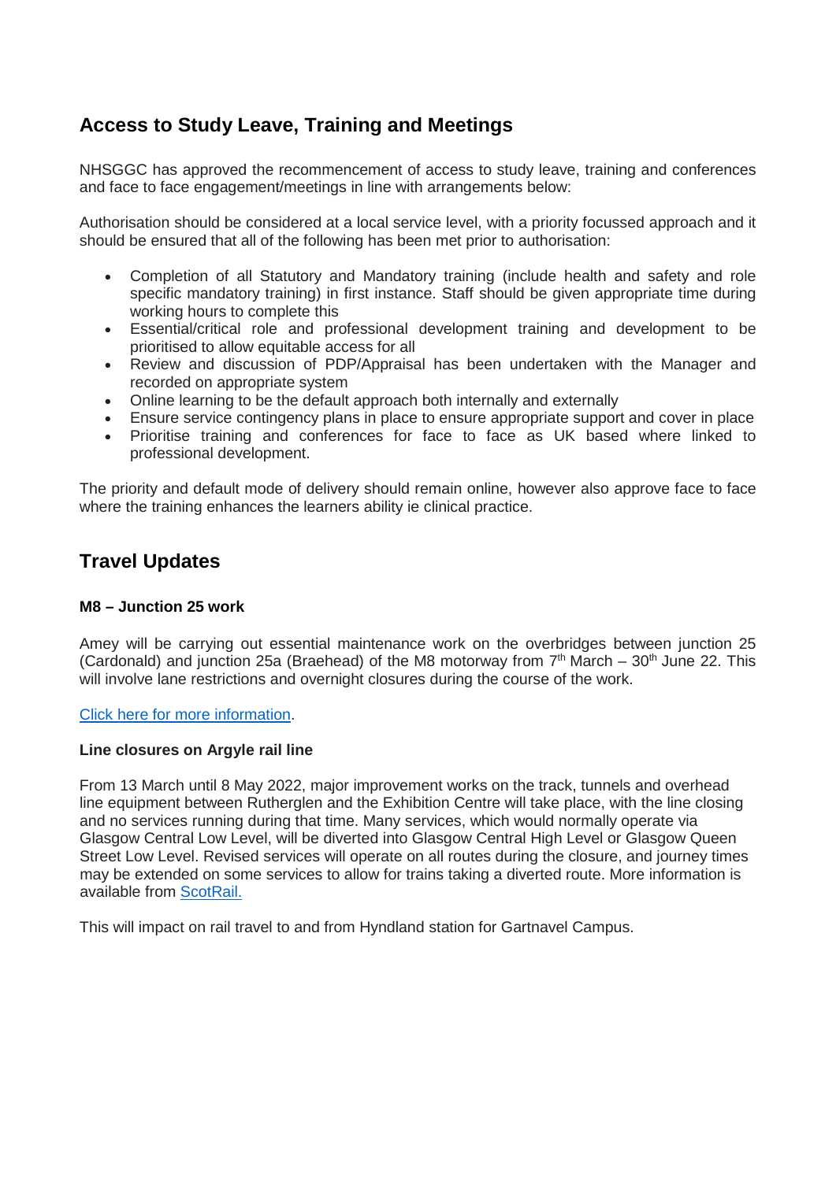## Access to Study Leave, Training and Meetings

NHSGGC has approved the recommencement of access to study leave, training and conferences and face to face engagement/meetings in line with arrangements below:

Authorisation should be considered at a local service level, with a priority focussed approach and it should be ensured that all of the following has been met prior to authorisation:

- Completion of all Statutory and Mandatory training (include health and safety and role specific mandatory training) in first instance. Staff should be given appropriate time during working hours to complete this
- Essential/critical role and professional development training and development to be prioritised to allow equitable access for all
- Review and discussion of PDP/Appraisal has been undertaken with the Manager and recorded on appropriate system
- Online learning to be the default approach both internally and externally
- Ensure service contingency plans in place to ensure appropriate support and cover in place
- Prioritise training and conferences for face to face as UK based where linked to professional development.

The priority and default mode of delivery should remain online, however also approve face to face where the training enhances the learners ability ie clinical practice.

## Travel Updates

### M8 – Junction 25 work

Amey will be carrying out essential maintenance work on the overbridges between junction 25 (Cardonald) and junction 25a (Braehead) of the M8 motorway from 7th March – 30th June 22. This will involve lane restrictions and overnight closures during the course of the work.

[Click here for more information](#).

### Line closures on Argyle rail line

From 13 March until 8 May 2022, major improvement works on the track, tunnels and overhead line equipment between Rutherglen and the Exhibition Centre will take place, with the line closing and no services running during that time. Many services, which would normally operate via Glasgow Central Low Level, will be diverted into Glasgow Central High Level or Glasgow Queen Street Low Level. Revised services will operate on all routes during the closure, and journey times may be extended on some services to allow for trains taking a diverted route. More information is available from [ScotRail.](#)

This will impact on rail travel to and from Hyndland station for Gartnavel Campus.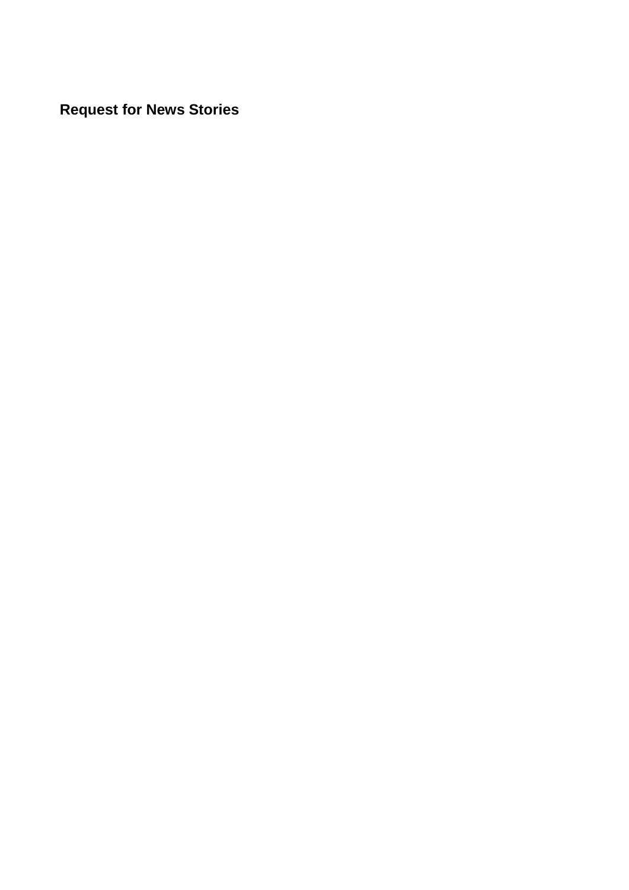## Request for News Stories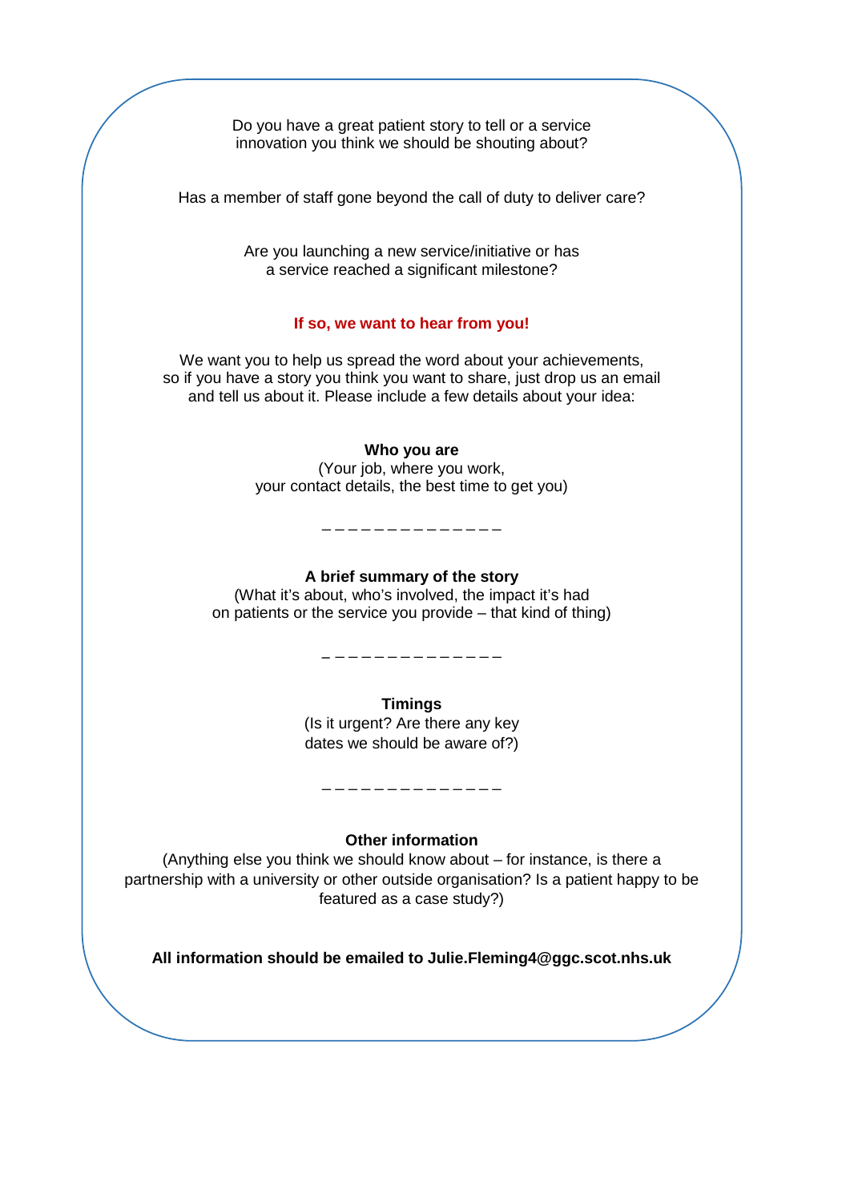Do you have a great patient story to tell or a service innovation you think we should be shouting about?

Has a member of staff gone beyond the call of duty to deliver care?

Are you launching a new service/initiative or has a service reached a significant milestone?

**If so, we want to hear from you!**

We want you to help us spread the word about your achievements, so if you have a story you think you want to share, just drop us an email and tell us about it. Please include a few details about your idea:

**Who you are**
(Your job, where you work, your contact details, the best time to get you)

_ _ _ _ _ _ _ _ _ _ _ _ _ _

**A brief summary of the story**
(What it's about, who's involved, the impact it's had on patients or the service you provide – that kind of thing)

_ _ _ _ _ _ _ _ _ _ _ _ _ _

**Timings**
(Is it urgent? Are there any key dates we should be aware of?)

_ _ _ _ _ _ _ _ _ _ _ _ _ _

**Other information**
(Anything else you think we should know about – for instance, is there a partnership with a university or other outside organisation? Is a patient happy to be featured as a case study?)

**All information should be emailed to Julie.Fleming4@ggc.scot.nhs.uk**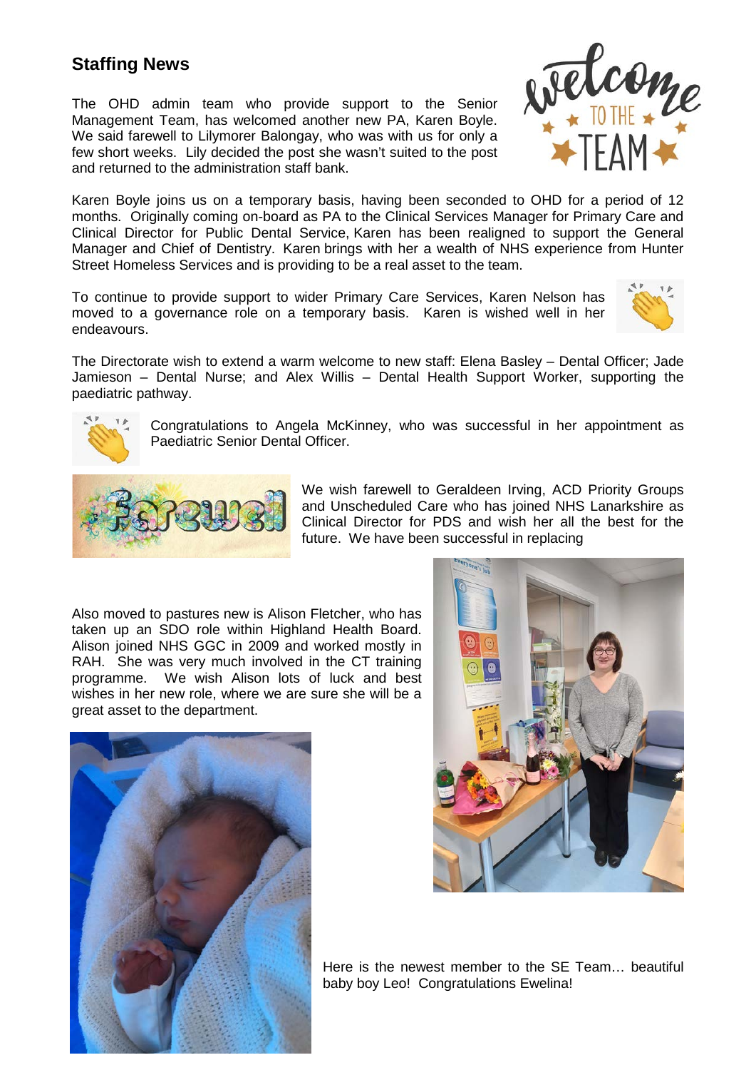## Staffing News

The OHD admin team who provide support to the Senior Management Team, has welcomed another new PA, Karen Boyle. We said farewell to Lilymorer Balongay, who was with us for only a few short weeks. Lily decided the post she wasn't suited to the post and returned to the administration staff bank.

Karen Boyle joins us on a temporary basis, having been seconded to OHD for a period of 12 months. Originally coming on-board as PA to the Clinical Services Manager for Primary Care and Clinical Director for Public Dental Service, Karen has been realigned to support the General Manager and Chief of Dentistry. Karen brings with her a wealth of NHS experience from Hunter Street Homeless Services and is providing to be a real asset to the team.

To continue to provide support to wider Primary Care Services, Karen Nelson has moved to a governance role on a temporary basis. Karen is wished well in her endeavours.

The Directorate wish to extend a warm welcome to new staff: Elena Basley – Dental Officer; Jade Jamieson – Dental Nurse; and Alex Willis – Dental Health Support Worker, supporting the paediatric pathway.

Congratulations to Angela McKinney, who was successful in her appointment as Paediatric Senior Dental Officer.

We wish farewell to Geraldeen Irving, ACD Priority Groups and Unscheduled Care who has joined NHS Lanarkshire as Clinical Director for PDS and wish her all the best for the future. We have been successful in replacing

Also moved to pastures new is Alison Fletcher, who has taken up an SDO role within Highland Health Board. Alison joined NHS GGC in 2009 and worked mostly in RAH. She was very much involved in the CT training programme. We wish Alison lots of luck and best wishes in her new role, where we are sure she will be a great asset to the department.

Here is the newest member to the SE Team… beautiful baby boy Leo! Congratulations Ewelina!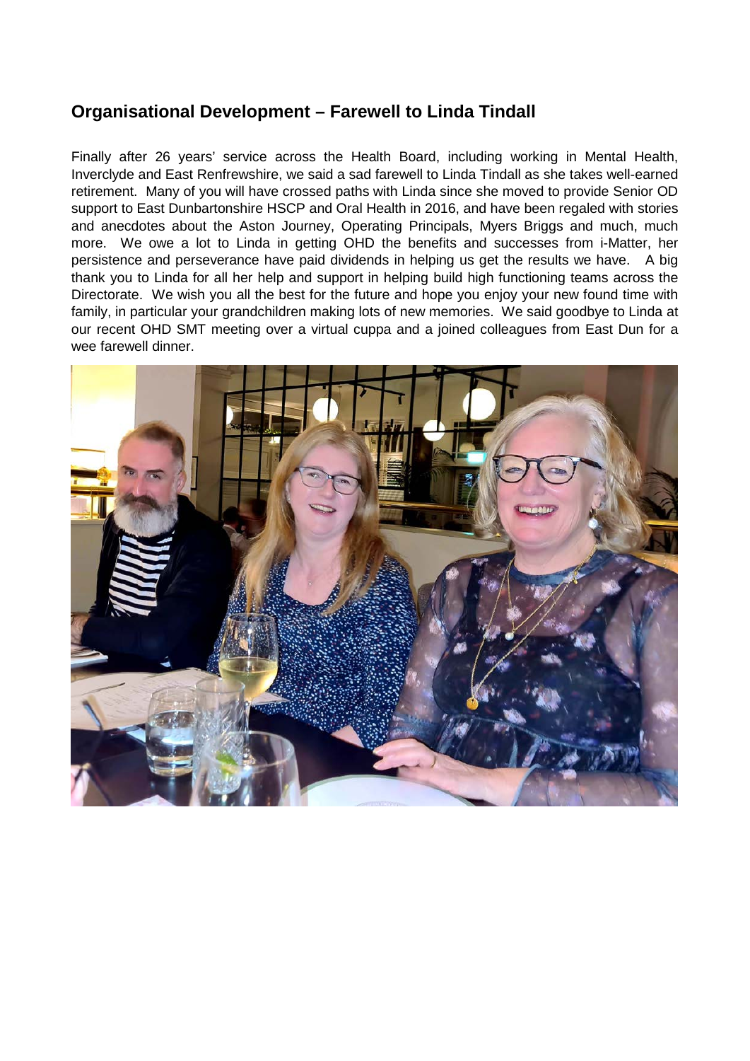## Organisational Development – Farewell to Linda Tindall

Finally after 26 years' service across the Health Board, including working in Mental Health, Inverclyde and East Renfrewshire, we said a sad farewell to Linda Tindall as she takes well-earned retirement. Many of you will have crossed paths with Linda since she moved to provide Senior OD support to East Dunbartonshire HSCP and Oral Health in 2016, and have been regaled with stories and anecdotes about the Aston Journey, Operating Principals, Myers Briggs and much, much more. We owe a lot to Linda in getting OHD the benefits and successes from i-Matter, her persistence and perseverance have paid dividends in helping us get the results we have. A big thank you to Linda for all her help and support in helping build high functioning teams across the Directorate. We wish you all the best for the future and hope you enjoy your new found time with family, in particular your grandchildren making lots of new memories. We said goodbye to Linda at our recent OHD SMT meeting over a virtual cuppa and a joined colleagues from East Dun for a wee farewell dinner.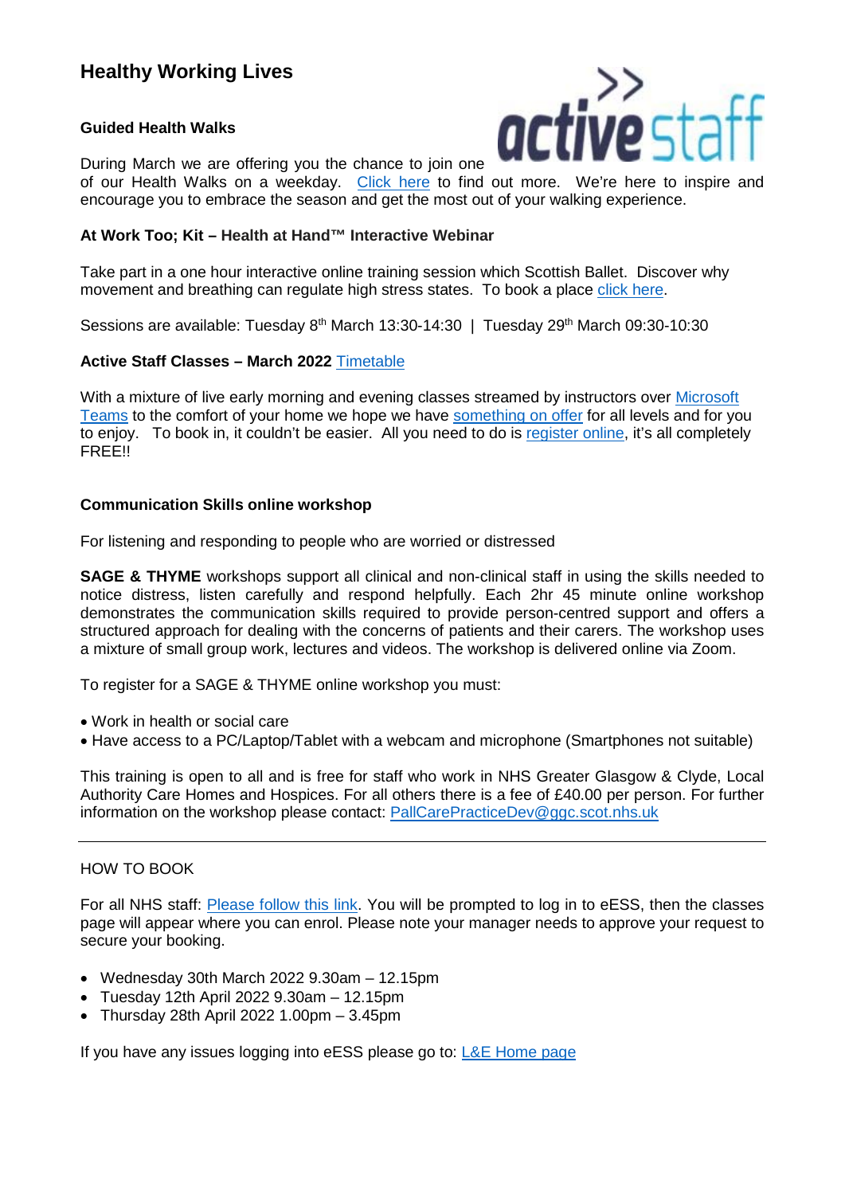# Healthy Working Lives

### Guided Health Walks

During March we are offering you the chance to join one of our Health Walks on a weekday. Click here to find out more. We're here to inspire and encourage you to embrace the season and get the most out of your walking experience.

### At Work Too; Kit – Health at Hand™ Interactive Webinar

Take part in a one hour interactive online training session which Scottish Ballet. Discover why movement and breathing can regulate high stress states. To book a place click here.

Sessions are available: Tuesday 8th March 13:30-14:30 | Tuesday 29th March 09:30-10:30

### Active Staff Classes – March 2022 Timetable

With a mixture of live early morning and evening classes streamed by instructors over Microsoft Teams to the comfort of your home we hope we have something on offer for all levels and for you to enjoy. To book in, it couldn't be easier. All you need to do is register online, it's all completely FREE!!

### Communication Skills online workshop

For listening and responding to people who are worried or distressed

**SAGE & THYME** workshops support all clinical and non-clinical staff in using the skills needed to notice distress, listen carefully and respond helpfully. Each 2hr 45 minute online workshop demonstrates the communication skills required to provide person-centred support and offers a structured approach for dealing with the concerns of patients and their carers. The workshop uses a mixture of small group work, lectures and videos. The workshop is delivered online via Zoom.

To register for a SAGE & THYME online workshop you must:

- Work in health or social care
- Have access to a PC/Laptop/Tablet with a webcam and microphone (Smartphones not suitable)

This training is open to all and is free for staff who work in NHS Greater Glasgow & Clyde, Local Authority Care Homes and Hospices. For all others there is a fee of £40.00 per person. For further information on the workshop please contact: PallCarePracticeDev@ggc.scot.nhs.uk

---

HOW TO BOOK

For all NHS staff: Please follow this link. You will be prompted to log in to eESS, then the classes page will appear where you can enrol. Please note your manager needs to approve your request to secure your booking.

- Wednesday 30th March 2022 9.30am – 12.15pm
- Tuesday 12th April 2022 9.30am – 12.15pm
- Thursday 28th April 2022 1.00pm – 3.45pm

If you have any issues logging into eESS please go to: L&E Home page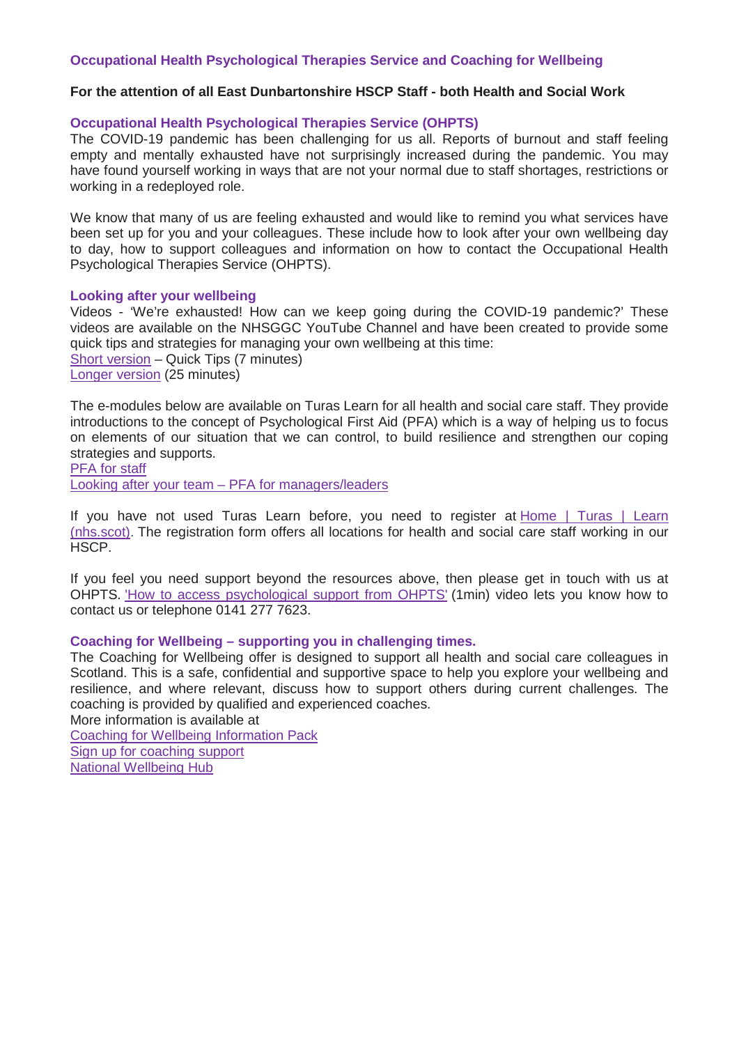## Occupational Health Psychological Therapies Service and Coaching for Wellbeing

**For the attention of all East Dunbartonshire HSCP Staff - both Health and Social Work**

### Occupational Health Psychological Therapies Service (OHPTS)

The COVID-19 pandemic has been challenging for us all. Reports of burnout and staff feeling empty and mentally exhausted have not surprisingly increased during the pandemic. You may have found yourself working in ways that are not your normal due to staff shortages, restrictions or working in a redeployed role.

We know that many of us are feeling exhausted and would like to remind you what services have been set up for you and your colleagues. These include how to look after your own wellbeing day to day, how to support colleagues and information on how to contact the Occupational Health Psychological Therapies Service (OHPTS).

### Looking after your wellbeing

Videos - 'We're exhausted! How can we keep going during the COVID-19 pandemic?' These videos are available on the NHSGGC YouTube Channel and have been created to provide some quick tips and strategies for managing your own wellbeing at this time:
Short version – Quick Tips (7 minutes)
Longer version (25 minutes)

The e-modules below are available on Turas Learn for all health and social care staff. They provide introductions to the concept of Psychological First Aid (PFA) which is a way of helping us to focus on elements of our situation that we can control, to build resilience and strengthen our coping strategies and supports.
PFA for staff
Looking after your team – PFA for managers/leaders

If you have not used Turas Learn before, you need to register at Home | Turas | Learn (nhs.scot). The registration form offers all locations for health and social care staff working in our HSCP.

If you feel you need support beyond the resources above, then please get in touch with us at OHPTS. 'How to access psychological support from OHPTS' (1min) video lets you know how to contact us or telephone 0141 277 7623.

### Coaching for Wellbeing – supporting you in challenging times.

The Coaching for Wellbeing offer is designed to support all health and social care colleagues in Scotland. This is a safe, confidential and supportive space to help you explore your wellbeing and resilience, and where relevant, discuss how to support others during current challenges. The coaching is provided by qualified and experienced coaches.
More information is available at
Coaching for Wellbeing Information Pack
Sign up for coaching support
National Wellbeing Hub